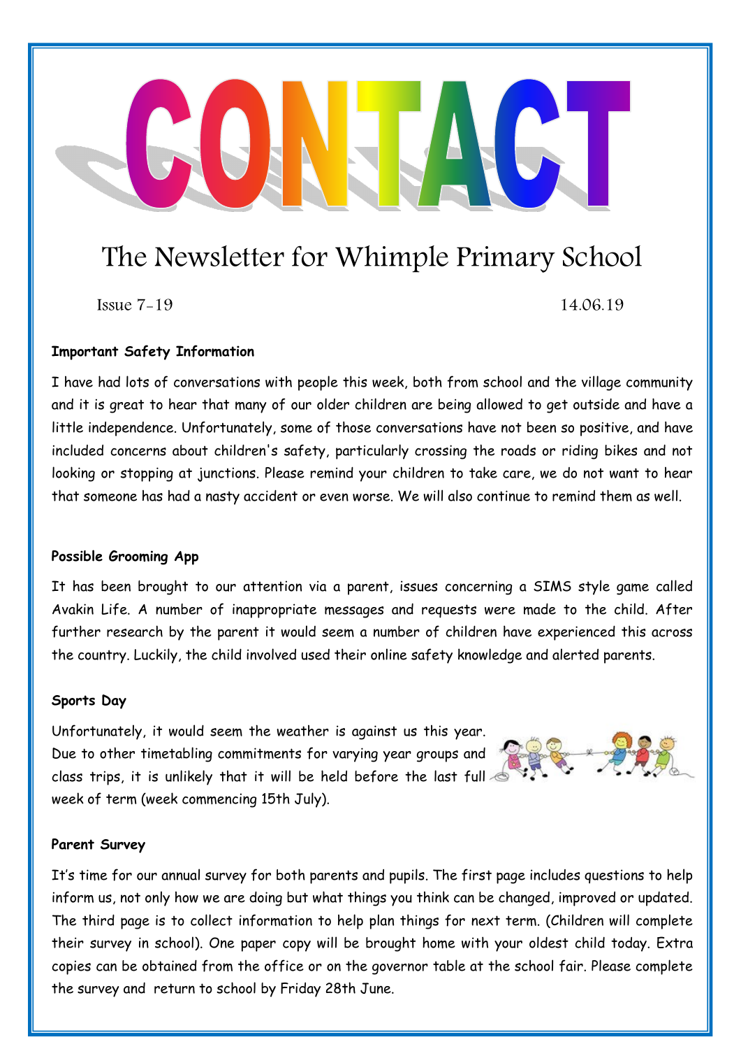# CONTACT

## The Newsletter for Whimple Primary School

Issue 7-19 14.06.19

**Important Safety Information**

I have had lots of conversations with people this week, both from school and the village community and it is great to hear that many of our older children are being allowed to get outside and have a little independence. Unfortunately, some of those conversations have not been so positive, and have included concerns about children's safety, particularly crossing the roads or riding bikes and not looking or stopping at junctions. Please remind your children to take care, we do not want to hear that someone has had a nasty accident or even worse. We will also continue to remind them as well.

**Possible Grooming App**

It has been brought to our attention via a parent, issues concerning a SIMS style game called Avakin Life. A number of inappropriate messages and requests were made to the child. After further research by the parent it would seem a number of children have experienced this across the country. Luckily, the child involved used their online safety knowledge and alerted parents.

**Sports Day**

Unfortunately, it would seem the weather is against us this year. Due to other timetabling commitments for varying year groups and class trips, it is unlikely that it will be held before the last full week of term (week commencing 15th July).

**Parent Survey**

It's time for our annual survey for both parents and pupils. The first page includes questions to help inform us, not only how we are doing but what things you think can be changed, improved or updated. The third page is to collect information to help plan things for next term. (Children will complete their survey in school). One paper copy will be brought home with your oldest child today. Extra copies can be obtained from the office or on the governor table at the school fair. Please complete the survey and return to school by Friday 28th June.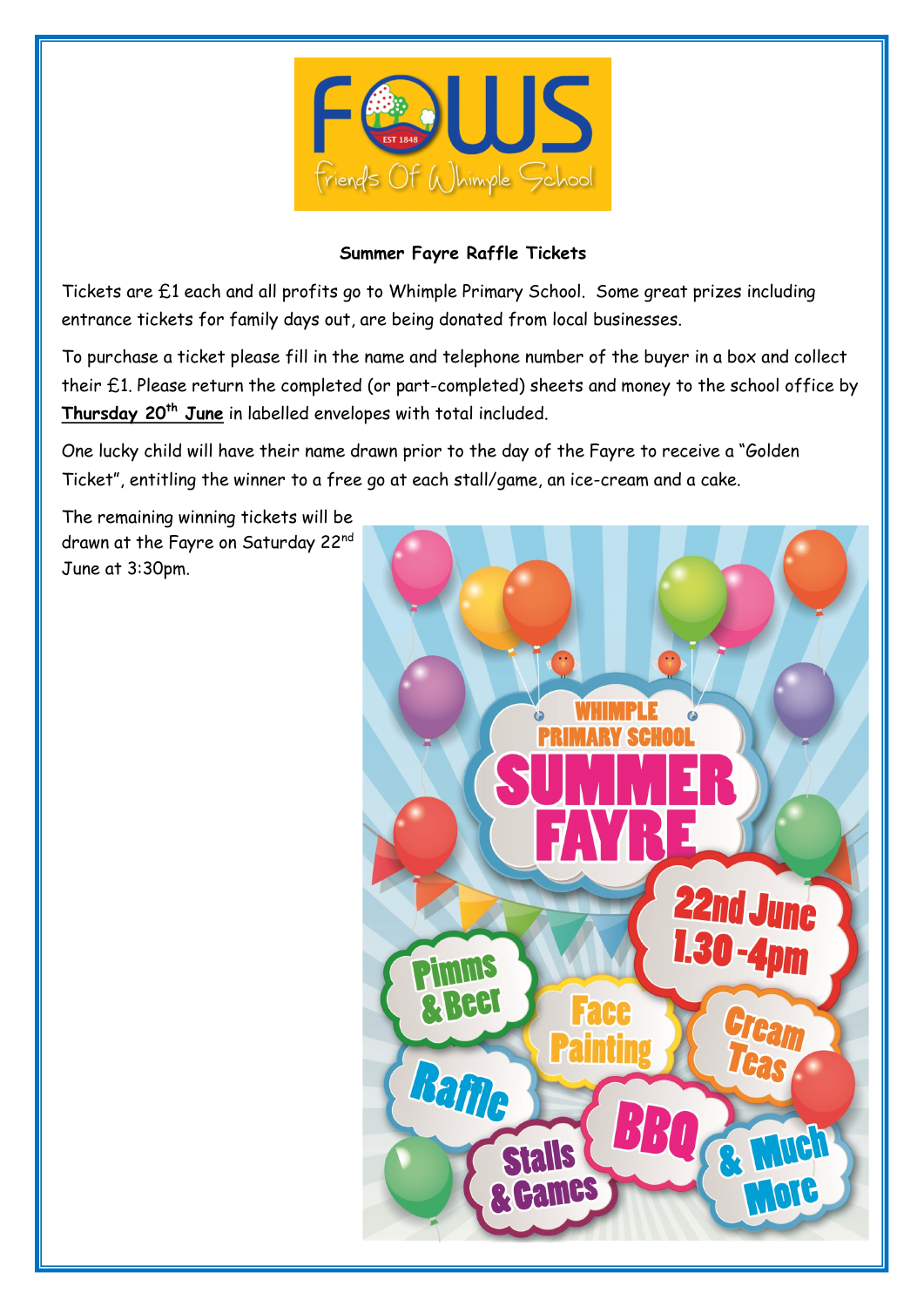**Summer Fayre Raffle Tickets**

Tickets are £1 each and all profits go to Whimple Primary School. Some great prizes including entrance tickets for family days out, are being donated from local businesses.

To purchase a ticket please fill in the name and telephone number of the buyer in a box and collect their £1. Please return the completed (or part-completed) sheets and money to the school office by **Thursday 20th June** in labelled envelopes with total included.

One lucky child will have their name drawn prior to the day of the Fayre to receive a "Golden Ticket", entitling the winner to a free go at each stall/game, an ice-cream and a cake.

The remaining winning tickets will be drawn at the Fayre on Saturday 22nd June at 3:30pm.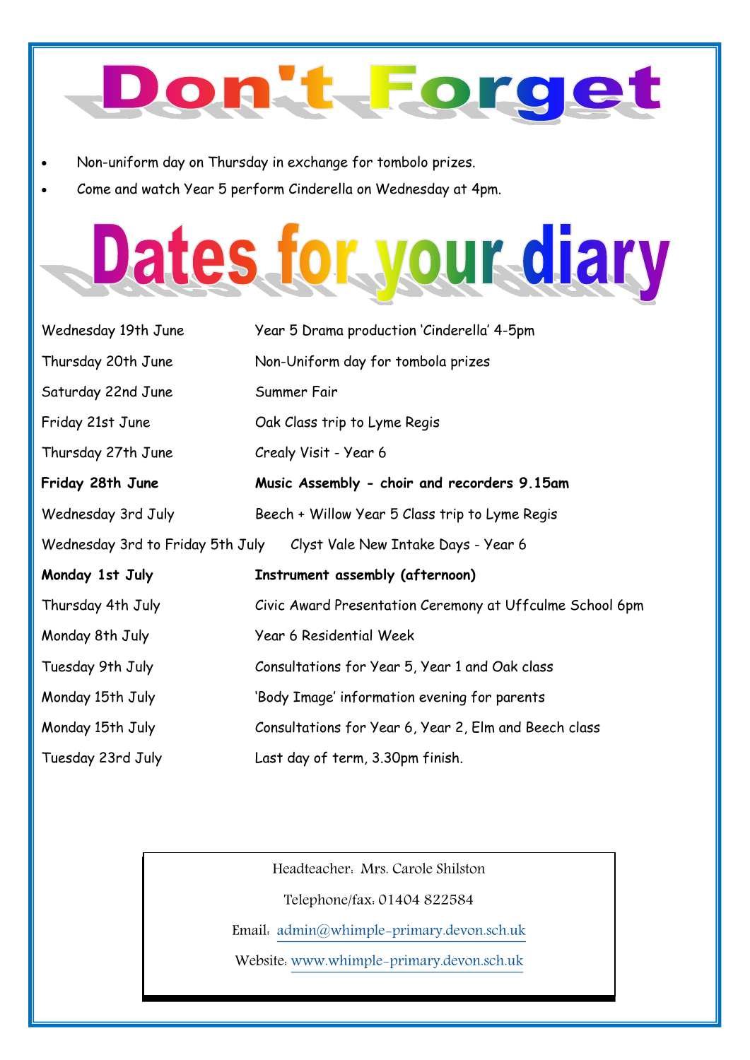# Don't Forget

- Non-uniform day on Thursday in exchange for tombolo prizes.
- Come and watch Year 5 perform Cinderella on Wednesday at 4pm.

# Dates for your diary

| | |
|---|---|
| Wednesday 19th June | Year 5 Drama production 'Cinderella' 4-5pm |
| Thursday 20th June | Non-Uniform day for tombola prizes |
| Saturday 22nd June | Summer Fair |
| Friday 21st June | Oak Class trip to Lyme Regis |
| Thursday 27th June | Crealy Visit - Year 6 |
| **Friday 28th June** | **Music Assembly - choir and recorders 9.15am** |
| Wednesday 3rd July | Beech + Willow Year 5 Class trip to Lyme Regis |
| Wednesday 3rd to Friday 5th July | Clyst Vale New Intake Days - Year 6 |
| **Monday 1st July** | **Instrument assembly (afternoon)** |
| Thursday 4th July | Civic Award Presentation Ceremony at Uffculme School 6pm |
| Monday 8th July | Year 6 Residential Week |
| Tuesday 9th July | Consultations for Year 5, Year 1 and Oak class |
| Monday 15th July | 'Body Image' information evening for parents |
| Monday 15th July | Consultations for Year 6, Year 2, Elm and Beech class |
| Tuesday 23rd July | Last day of term, 3.30pm finish. |

Headteacher: Mrs. Carole Shilston

Telephone/fax: 01404 822584

Email: admin@whimple-primary.devon.sch.uk

Website: www.whimple-primary.devon.sch.uk